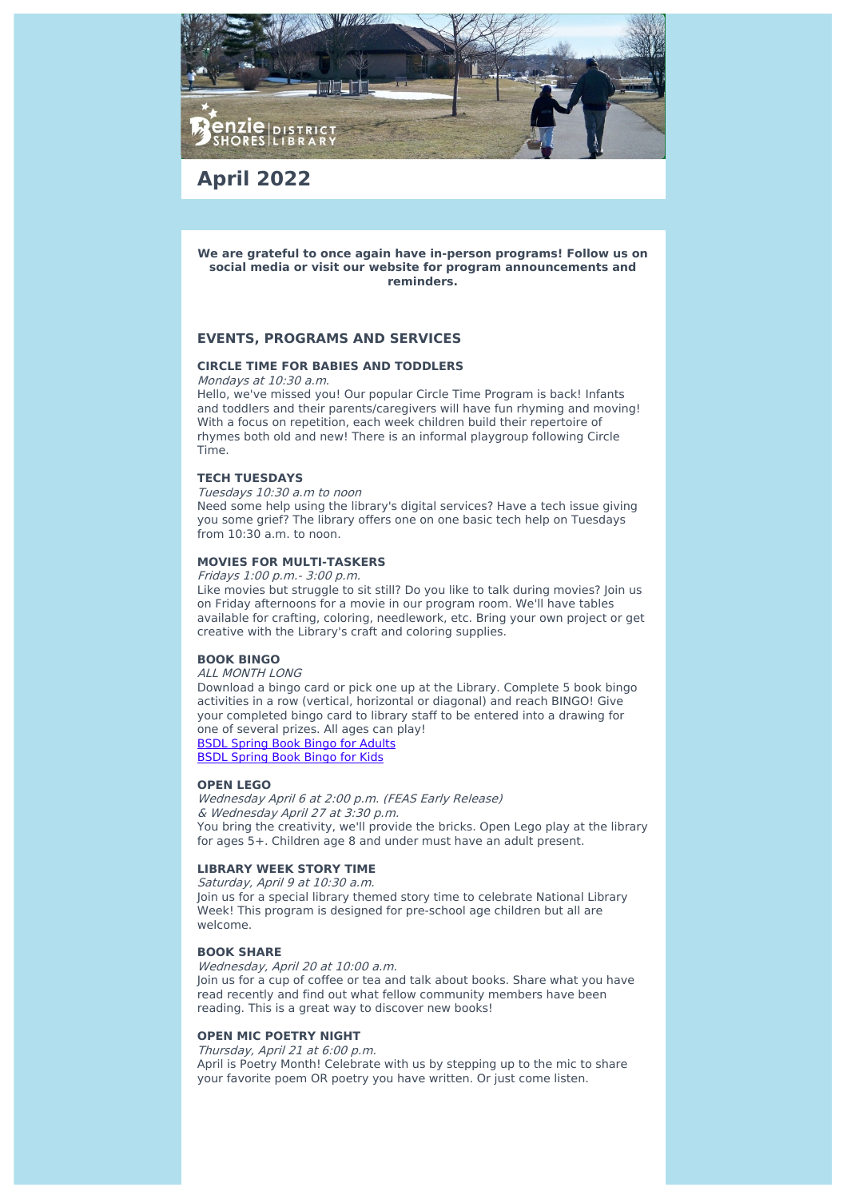# April 2022

**We are grateful to once again have in-person programs! Follow us on social media or visit our website for program announcements and reminders.**

## EVENTS, PROGRAMS AND SERVICES

### CIRCLE TIME FOR BABIES AND TODDLERS

*Mondays at 10:30 a.m.*

Hello, we've missed you! Our popular Circle Time Program is back! Infants and toddlers and their parents/caregivers will have fun rhyming and moving! With a focus on repetition, each week children build their repertoire of rhymes both old and new! There is an informal playgroup following Circle Time.

### TECH TUESDAYS

*Tuesdays 10:30 a.m to noon*

Need some help using the library's digital services? Have a tech issue giving you some grief? The library offers one on one basic tech help on Tuesdays from 10:30 a.m. to noon.

### MOVIES FOR MULTI-TASKERS

*Fridays 1:00 p.m.- 3:00 p.m.*

Like movies but struggle to sit still? Do you like to talk during movies? Join us on Friday afternoons for a movie in our program room. We'll have tables available for crafting, coloring, needlework, etc. Bring your own project or get creative with the Library's craft and coloring supplies.

### BOOK BINGO

*ALL MONTH LONG*

Download a bingo card or pick one up at the Library. Complete 5 book bingo activities in a row (vertical, horizontal or diagonal) and reach BINGO! Give your completed bingo card to library staff to be entered into a drawing for one of several prizes. All ages can play!

BSDL Spring Book Bingo for Adults
BSDL Spring Book Bingo for Kids

### OPEN LEGO

*Wednesday April 6 at 2:00 p.m. (FEAS Early Release)*
*& Wednesday April 27 at 3:30 p.m.*

You bring the creativity, we'll provide the bricks. Open Lego play at the library for ages 5+. Children age 8 and under must have an adult present.

### LIBRARY WEEK STORY TIME

*Saturday, April 9 at 10:30 a.m.*

Join us for a special library themed story time to celebrate National Library Week! This program is designed for pre-school age children but all are welcome.

### BOOK SHARE

*Wednesday, April 20 at 10:00 a.m.*

Join us for a cup of coffee or tea and talk about books. Share what you have read recently and find out what fellow community members have been reading. This is a great way to discover new books!

### OPEN MIC POETRY NIGHT

*Thursday, April 21 at 6:00 p.m.*

April is Poetry Month! Celebrate with us by stepping up to the mic to share your favorite poem OR poetry you have written. Or just come listen.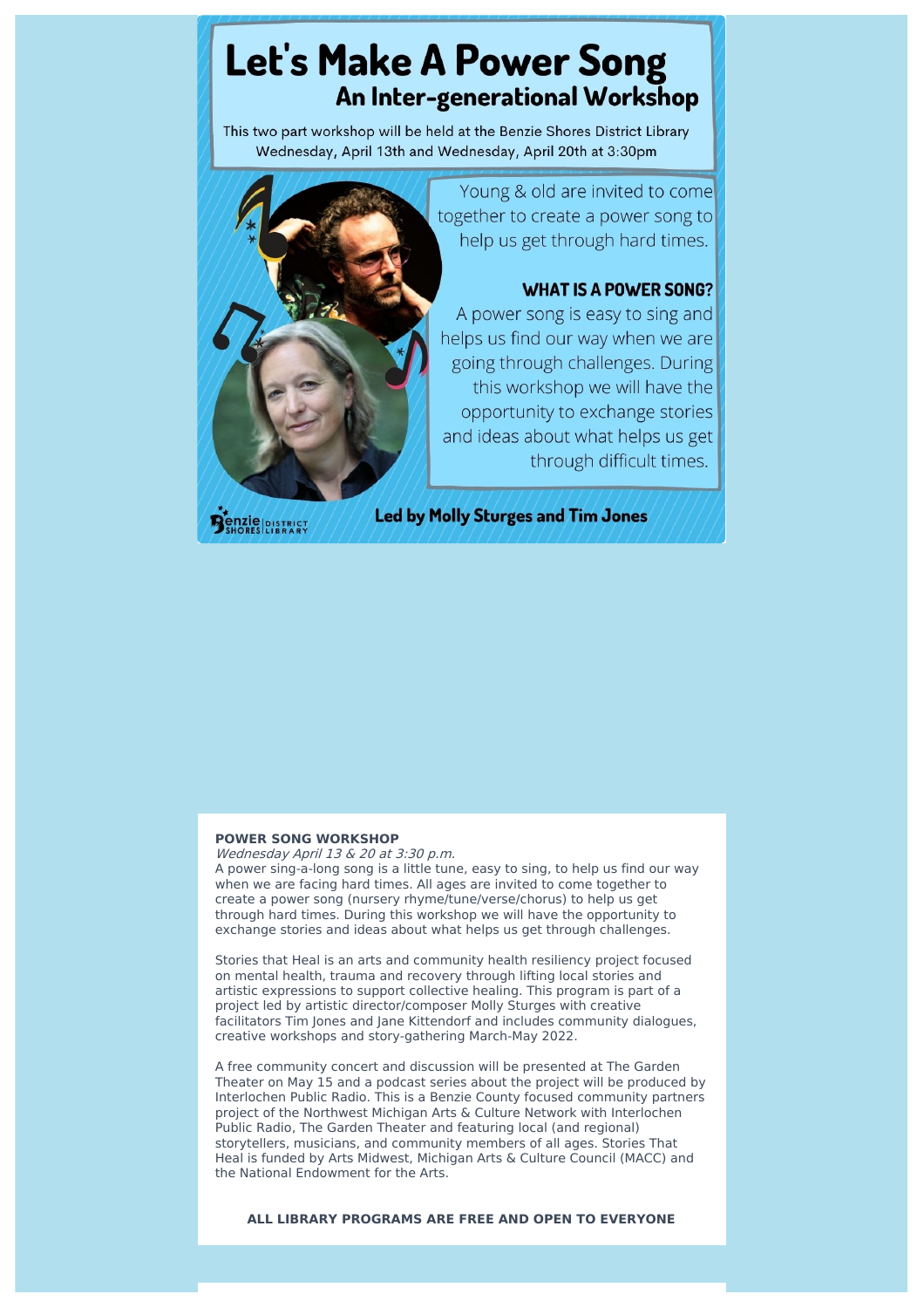# Let's Make A Power Song

## An Inter-generational Workshop

This two part workshop will be held at the Benzie Shores District Library Wednesday, April 13th and Wednesday, April 20th at 3:30pm

Young & old are invited to come together to create a power song to help us get through hard times.

**WHAT IS A POWER SONG?**

A power song is easy to sing and helps us find our way when we are going through challenges. During this workshop we will have the opportunity to exchange stories and ideas about what helps us get through difficult times.

Benzie Shores District Library

**Led by Molly Sturges and Tim Jones**

**POWER SONG WORKSHOP**

*Wednesday April 13 & 20 at 3:30 p.m.*

A power sing-a-long song is a little tune, easy to sing, to help us find our way when we are facing hard times. All ages are invited to come together to create a power song (nursery rhyme/tune/verse/chorus) to help us get through hard times. During this workshop we will have the opportunity to exchange stories and ideas about what helps us get through challenges.

Stories that Heal is an arts and community health resiliency project focused on mental health, trauma and recovery through lifting local stories and artistic expressions to support collective healing. This program is part of a project led by artistic director/composer Molly Sturges with creative facilitators Tim Jones and Jane Kittendorf and includes community dialogues, creative workshops and story-gathering March-May 2022.

A free community concert and discussion will be presented at The Garden Theater on May 15 and a podcast series about the project will be produced by Interlochen Public Radio. This is a Benzie County focused community partners project of the Northwest Michigan Arts & Culture Network with Interlochen Public Radio, The Garden Theater and featuring local (and regional) storytellers, musicians, and community members of all ages. Stories That Heal is funded by Arts Midwest, Michigan Arts & Culture Council (MACC) and the National Endowment for the Arts.

**ALL LIBRARY PROGRAMS ARE FREE AND OPEN TO EVERYONE**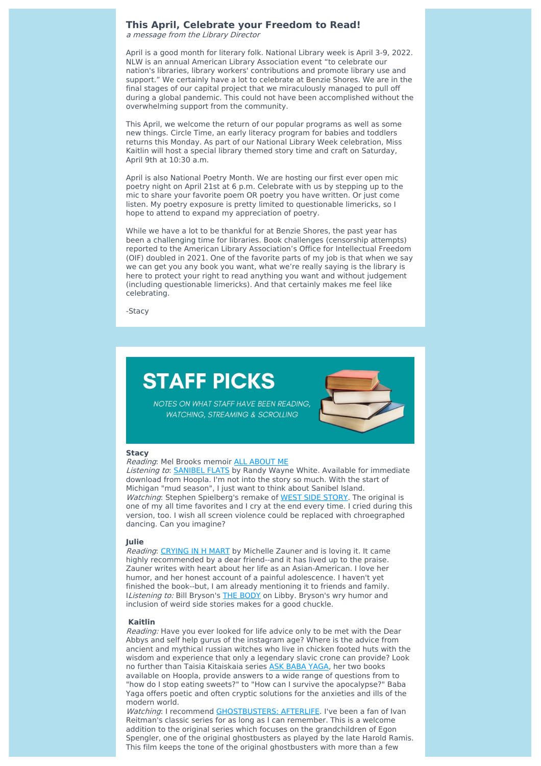## This April, Celebrate your Freedom to Read!

*a message from the Library Director*

April is a good month for literary folk. National Library week is April 3-9, 2022. NLW is an annual American Library Association event "to celebrate our nation's libraries, library workers' contributions and promote library use and support." We certainly have a lot to celebrate at Benzie Shores. We are in the final stages of our capital project that we miraculously managed to pull off during a global pandemic. This could not have been accomplished without the overwhelming support from the community.

This April, we welcome the return of our popular programs as well as some new things. Circle Time, an early literacy program for babies and toddlers returns this Monday. As part of our National Library Week celebration, Miss Kaitlin will host a special library themed story time and craft on Saturday, April 9th at 10:30 a.m.

April is also National Poetry Month. We are hosting our first ever open mic poetry night on April 21st at 6 p.m. Celebrate with us by stepping up to the mic to share your favorite poem OR poetry you have written. Or just come listen. My poetry exposure is pretty limited to questionable limericks, so I hope to attend to expand my appreciation of poetry.

While we have a lot to be thankful for at Benzie Shores, the past year has been a challenging time for libraries. Book challenges (censorship attempts) reported to the American Library Association's Office for Intellectual Freedom (OIF) doubled in 2021. One of the favorite parts of my job is that when we say we can get you any book you want, what we're really saying is the library is here to protect your right to read anything you want and without judgement (including questionable limericks). And that certainly makes me feel like celebrating.

-Stacy

## STAFF PICKS

*NOTES ON WHAT STAFF HAVE BEEN READING, WATCHING, STREAMING & SCROLLING*

**Stacy**

*Reading*: Mel Brooks memoir ALL ABOUT ME
*Listening to*: SANIBEL FLATS by Randy Wayne White. Available for immediate download from Hoopla. I'm not into the story so much. With the start of Michigan "mud season", I just want to think about Sanibel Island.
*Watching*: Stephen Spielberg's remake of WEST SIDE STORY. The original is one of my all time favorites and I cry at the end every time. I cried during this version, too. I wish all screen violence could be replaced with choreographed dancing. Can you imagine?

**Julie**

*Reading*: CRYING IN H MART by Michelle Zauner and is loving it. It came highly recommended by a dear friend--and it has lived up to the praise. Zauner writes with heart about her life as an Asian-American. I love her humor, and her honest account of a painful adolescence. I haven't yet finished the book--but, I am already mentioning it to friends and family. I*Listening to:* Bill Bryson's THE BODY on Libby. Bryson's wry humor and inclusion of weird side stories makes for a good chuckle.

**Kaitlin**

*Reading:* Have you ever looked for life advice only to be met with the Dear Abbys and self help gurus of the instagram age? Where is the advice from ancient and mythical russian witches who live in chicken footed huts with the wisdom and experience that only a legendary slavic crone can provide? Look no further than Taisia Kitaiskaia series ASK BABA YAGA, her two books available on Hoopla, provide answers to a wide range of questions from to "how do I stop eating sweets?" to "How can I survive the apocalypse?" Baba Yaga offers poetic and often cryptic solutions for the anxieties and ills of the modern world.
*Watching*: I recommend GHOSTBUSTERS: AFTERLIFE. I've been a fan of Ivan Reitman's classic series for as long as I can remember. This is a welcome addition to the original series which focuses on the grandchildren of Egon Spengler, one of the original ghostbusters as played by the late Harold Ramis. This film keeps the tone of the original ghostbusters with more than a few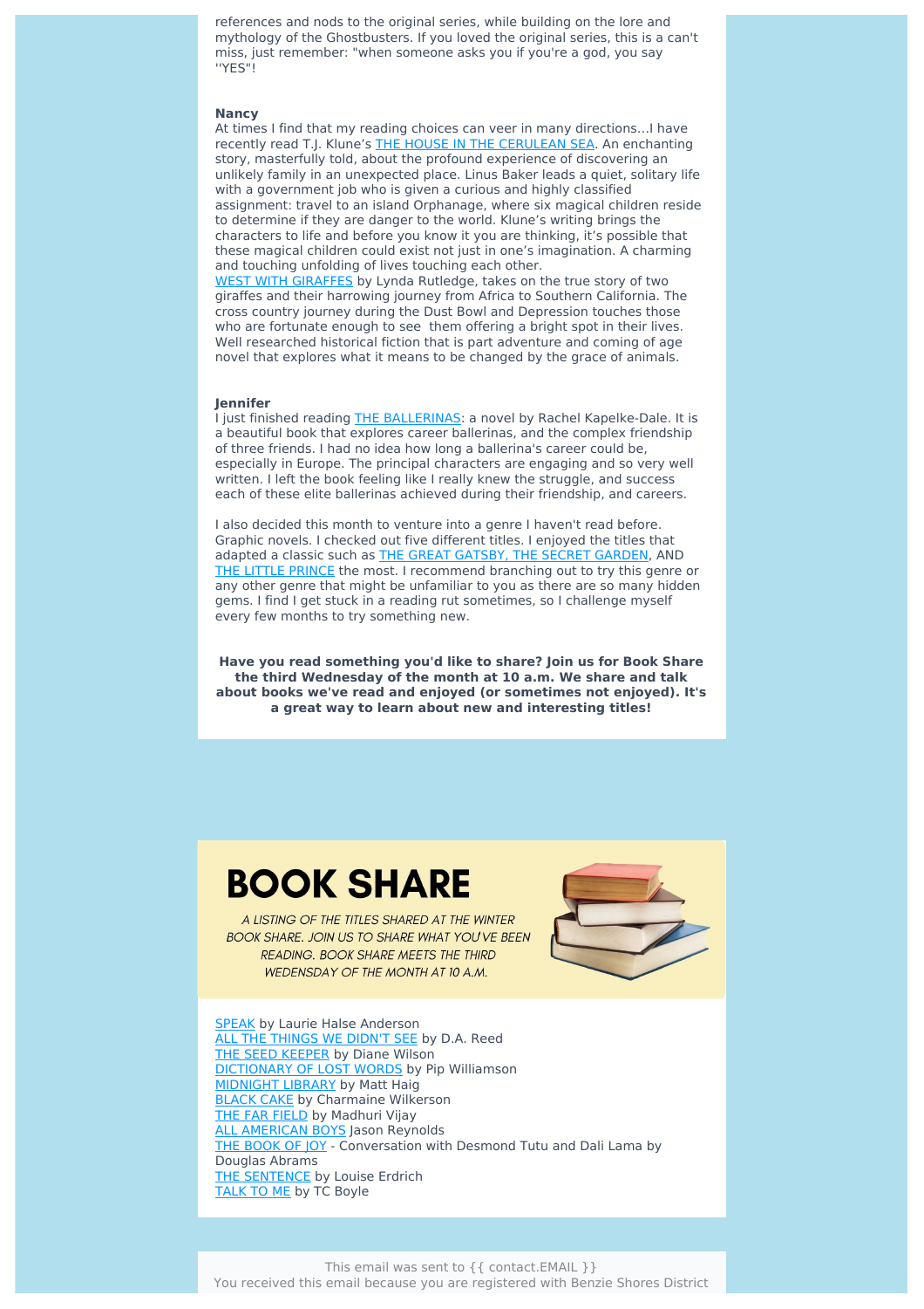references and nods to the original series, while building on the lore and mythology of the Ghostbusters. If you loved the original series, this is a can't miss, just remember: "when someone asks you if you're a god, you say ''YES"!

**Nancy**
At times I find that my reading choices can veer in many directions...I have recently read T.J. Klune's THE HOUSE IN THE CERULEAN SEA. An enchanting story, masterfully told, about the profound experience of discovering an unlikely family in an unexpected place. Linus Baker leads a quiet, solitary life with a government job who is given a curious and highly classified assignment: travel to an island Orphanage, where six magical children reside to determine if they are danger to the world. Klune's writing brings the characters to life and before you know it you are thinking, it's possible that these magical children could exist not just in one's imagination. A charming and touching unfolding of lives touching each other.
WEST WITH GIRAFFES by Lynda Rutledge, takes on the true story of two giraffes and their harrowing journey from Africa to Southern California. The cross country journey during the Dust Bowl and Depression touches those who are fortunate enough to see them offering a bright spot in their lives. Well researched historical fiction that is part adventure and coming of age novel that explores what it means to be changed by the grace of animals.

**Jennifer**
I just finished reading THE BALLERINAS: a novel by Rachel Kapelke-Dale. It is a beautiful book that explores career ballerinas, and the complex friendship of three friends. I had no idea how long a ballerina's career could be, especially in Europe. The principal characters are engaging and so very well written. I left the book feeling like I really knew the struggle, and success each of these elite ballerinas achieved during their friendship, and careers.

I also decided this month to venture into a genre I haven't read before. Graphic novels. I checked out five different titles. I enjoyed the titles that adapted a classic such as THE GREAT GATSBY, THE SECRET GARDEN, AND THE LITTLE PRINCE the most. I recommend branching out to try this genre or any other genre that might be unfamiliar to you as there are so many hidden gems. I find I get stuck in a reading rut sometimes, so I challenge myself every few months to try something new.

**Have you read something you'd like to share? Join us for Book Share the third Wednesday of the month at 10 a.m. We share and talk about books we've read and enjoyed (or sometimes not enjoyed). It's a great way to learn about new and interesting titles!**

# BOOK SHARE

*A LISTING OF THE TITLES SHARED AT THE WINTER BOOK SHARE. JOIN US TO SHARE WHAT YOU'VE BEEN READING. BOOK SHARE MEETS THE THIRD WEDNESDAY OF THE MONTH AT 10 A.M.*

SPEAK by Laurie Halse Anderson
ALL THE THINGS WE DIDN'T SEE by D.A. Reed
THE SEED KEEPER by Diane Wilson
DICTIONARY OF LOST WORDS by Pip Williamson
MIDNIGHT LIBRARY by Matt Haig
BLACK CAKE by Charmaine Wilkerson
THE FAR FIELD by Madhuri Vijay
ALL AMERICAN BOYS Jason Reynolds
THE BOOK OF JOY - Conversation with Desmond Tutu and Dali Lama by Douglas Abrams
THE SENTENCE by Louise Erdrich
TALK TO ME by TC Boyle

This email was sent to {{ contact.EMAIL }}
You received this email because you are registered with Benzie Shores District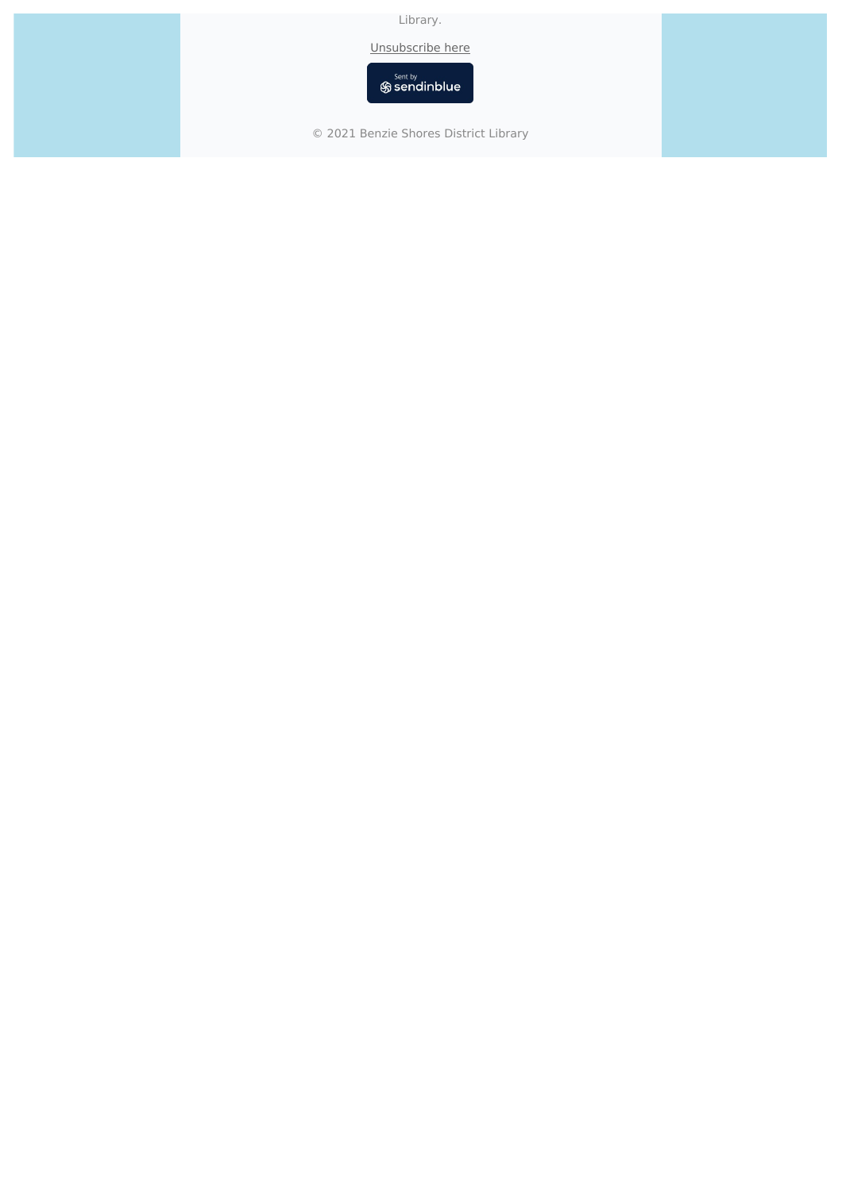Library.

Unsubscribe here

Sent by sendinblue

© 2021 Benzie Shores District Library